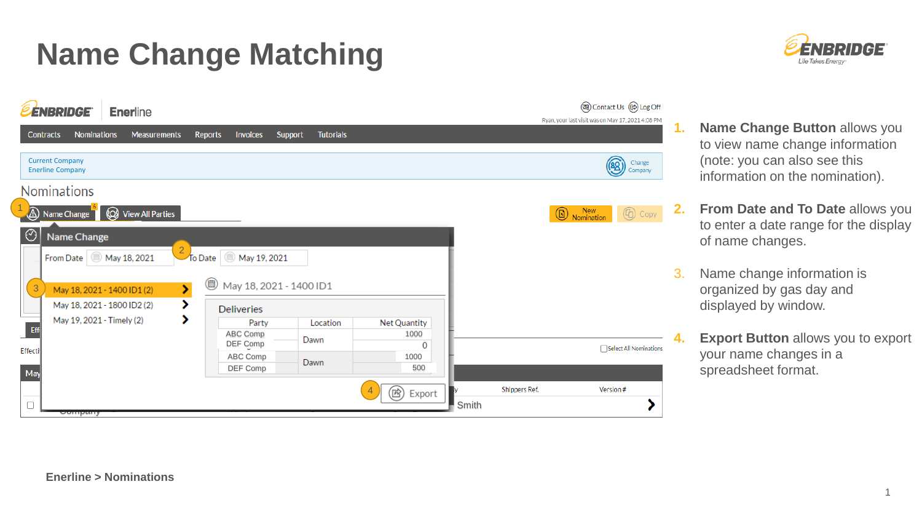# Name Change Matching

1. **Name Change Button** allows you to view name change information (note: you can also see this information on the nomination).
2. **From Date and To Date** allows you to enter a date range for the display of name changes.
3. Name change information is organized by gas day and displayed by window.
4. **Export Button** allows you to export your name changes in a spreadsheet format.

**Enerline > Nominations**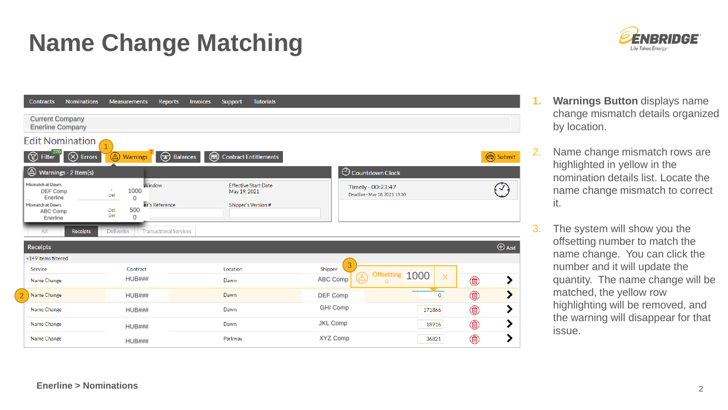# Name Change Matching

Contracts | Nominations | Measurements | Reports | Invoices | Support | Tutorials

Current Company
Enerline Company

Edit Nomination

370 Filter | Errors | Warnings 2 | Balances | Contract Entitlements | Submit

Warnings - 2 Item(s)

Mismatch at Dawn.
DEF Comp - Del 1000
Enerline 0
Mismatch at Dawn.
ABC Comp Del 500
Enerline Del 0

Window | Effective Start Date May 19, 2021
er's Reference | Shipper's Version #

Countdown Clock
Timely - 00:23:47
Deadline - May 18, 2021 13:30

All | Receipts | Deliveries | Transactional Services

Receipts — Add

+149 items filtered

| Service | Contract | Location | Shipper | | |
|---|---|---|---|---|---|
| Name Change | HUB### | Dawn | ABC Comp | Offsetting 0 1000 X | |
| Name Change | HUB### | Dawn | DEF Comp | 0 | |
| Name Change | HUB### | Dawn | GHI Comp | 171866 | |
| Name Change | HUB### | Dawn | JKL Comp | 18916 | |
| Name Change | HUB### | Parkway | XYZ Comp | 36821 | |

1. **Warnings Button** displays name change mismatch details organized by location.
2. Name change mismatch rows are highlighted in yellow in the nomination details list. Locate the name change mismatch to correct it.
3. The system will show you the offsetting number to match the name change. You can click the number and it will update the quantity. The name change will be matched, the yellow row highlighting will be removed, and the warning will disappear for that issue.

Enerline > Nominations